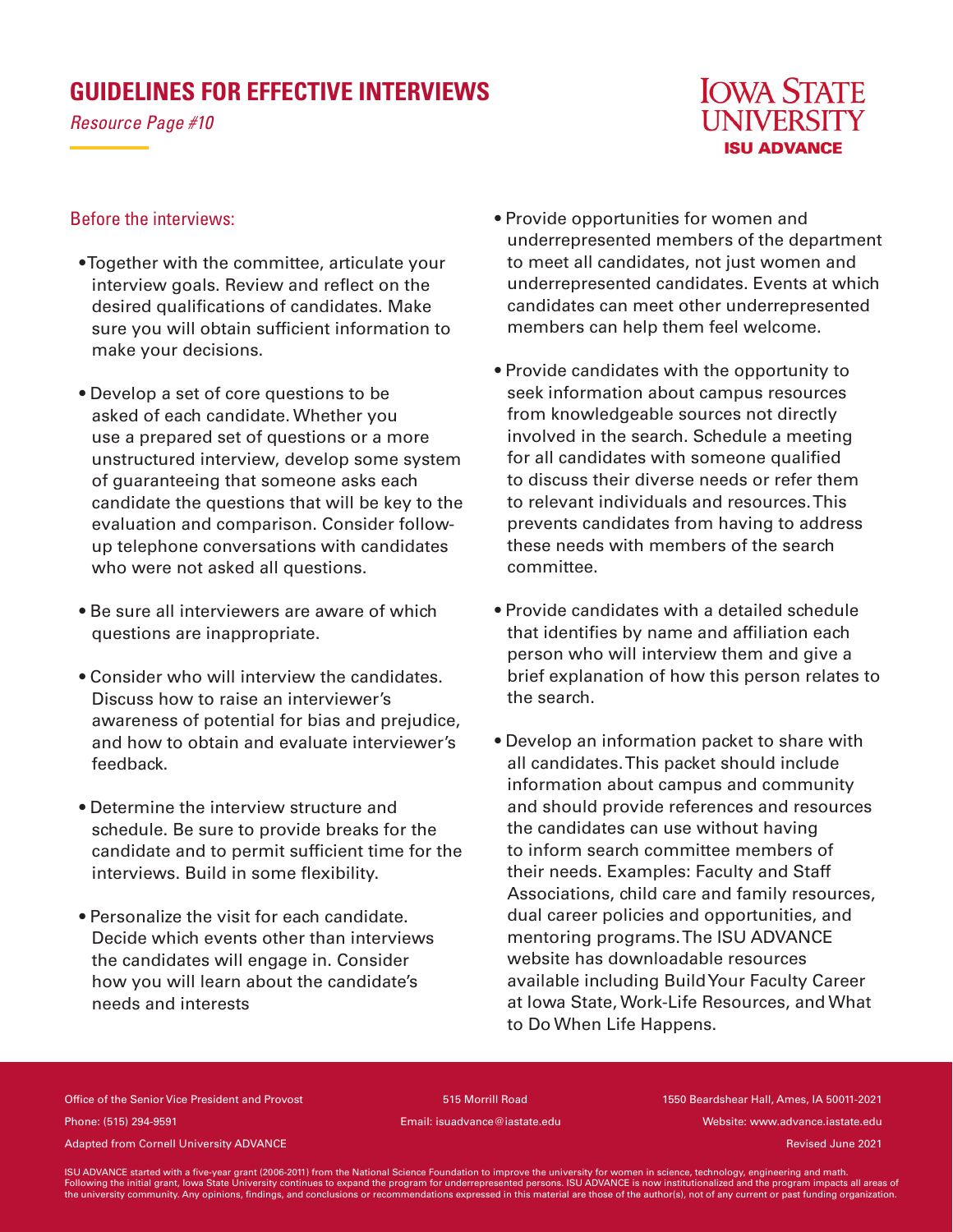# GUIDELINES FOR EFFECTIVE INTERVIEWS

*Resource Page #10*

IOWA STATE UNIVERSITY
**ISU ADVANCE**

## Before the interviews:

- Together with the committee, articulate your interview goals. Review and reflect on the desired qualifications of candidates. Make sure you will obtain sufficient information to make your decisions.
- Develop a set of core questions to be asked of each candidate. Whether you use a prepared set of questions or a more unstructured interview, develop some system of guaranteeing that someone asks each candidate the questions that will be key to the evaluation and comparison. Consider follow-up telephone conversations with candidates who were not asked all questions.
- Be sure all interviewers are aware of which questions are inappropriate.
- Consider who will interview the candidates. Discuss how to raise an interviewer's awareness of potential for bias and prejudice, and how to obtain and evaluate interviewer's feedback.
- Determine the interview structure and schedule. Be sure to provide breaks for the candidate and to permit sufficient time for the interviews. Build in some flexibility.
- Personalize the visit for each candidate. Decide which events other than interviews the candidates will engage in. Consider how you will learn about the candidate's needs and interests
- Provide opportunities for women and underrepresented members of the department to meet all candidates, not just women and underrepresented candidates. Events at which candidates can meet other underrepresented members can help them feel welcome.
- Provide candidates with the opportunity to seek information about campus resources from knowledgeable sources not directly involved in the search. Schedule a meeting for all candidates with someone qualified to discuss their diverse needs or refer them to relevant individuals and resources. This prevents candidates from having to address these needs with members of the search committee.
- Provide candidates with a detailed schedule that identifies by name and affiliation each person who will interview them and give a brief explanation of how this person relates to the search.
- Develop an information packet to share with all candidates. This packet should include information about campus and community and should provide references and resources the candidates can use without having to inform search committee members of their needs. Examples: Faculty and Staff Associations, child care and family resources, dual career policies and opportunities, and mentoring programs. The ISU ADVANCE website has downloadable resources available including Build Your Faculty Career at Iowa State, Work-Life Resources, and What to Do When Life Happens.

Office of the Senior Vice President and Provost | 515 Morrill Road | 1550 Beardshear Hall, Ames, IA 50011-2021

Phone: (515) 294-9591 | Email: isuadvance@iastate.edu | Website: www.advance.iastate.edu

Adapted from Cornell University ADVANCE | Revised June 2021

ISU ADVANCE started with a five-year grant (2006-2011) from the National Science Foundation to improve the university for women in science, technology, engineering and math. Following the initial grant, Iowa State University continues to expand the program for underrepresented persons. ISU ADVANCE is now institutionalized and the program impacts all areas of the university community. Any opinions, findings, and conclusions or recommendations expressed in this material are those of the author(s), not of any current or past funding organization.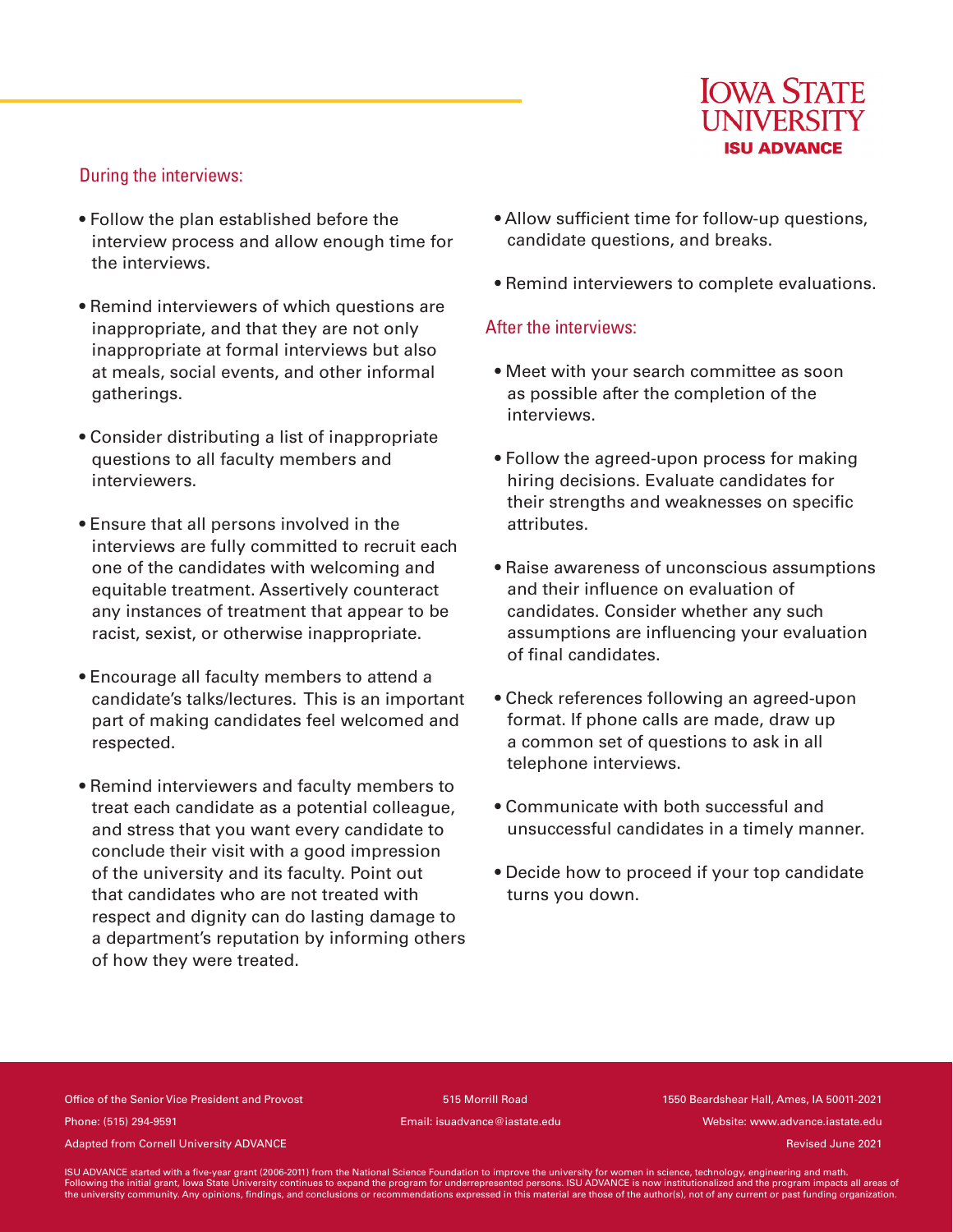Iowa State University
ISU ADVANCE

## During the interviews:

- Follow the plan established before the interview process and allow enough time for the interviews.
- Remind interviewers of which questions are inappropriate, and that they are not only inappropriate at formal interviews but also at meals, social events, and other informal gatherings.
- Consider distributing a list of inappropriate questions to all faculty members and interviewers.
- Ensure that all persons involved in the interviews are fully committed to recruit each one of the candidates with welcoming and equitable treatment. Assertively counteract any instances of treatment that appear to be racist, sexist, or otherwise inappropriate.
- Encourage all faculty members to attend a candidate's talks/lectures. This is an important part of making candidates feel welcomed and respected.
- Remind interviewers and faculty members to treat each candidate as a potential colleague, and stress that you want every candidate to conclude their visit with a good impression of the university and its faculty. Point out that candidates who are not treated with respect and dignity can do lasting damage to a department's reputation by informing others of how they were treated.
- Allow sufficient time for follow-up questions, candidate questions, and breaks.
- Remind interviewers to complete evaluations.

## After the interviews:

- Meet with your search committee as soon as possible after the completion of the interviews.
- Follow the agreed-upon process for making hiring decisions. Evaluate candidates for their strengths and weaknesses on specific attributes.
- Raise awareness of unconscious assumptions and their influence on evaluation of candidates. Consider whether any such assumptions are influencing your evaluation of final candidates.
- Check references following an agreed-upon format. If phone calls are made, draw up a common set of questions to ask in all telephone interviews.
- Communicate with both successful and unsuccessful candidates in a timely manner.
- Decide how to proceed if your top candidate turns you down.

Office of the Senior Vice President and Provost
515 Morrill Road
1550 Beardshear Hall, Ames, IA 50011-2021
Phone: (515) 294-9591
Email: isuadvance@iastate.edu
Website: www.advance.iastate.edu
Adapted from Cornell University ADVANCE
Revised June 2021

ISU ADVANCE started with a five-year grant (2006-2011) from the National Science Foundation to improve the university for women in science, technology, engineering and math. Following the initial grant, Iowa State University continues to expand the program for underrepresented persons. ISU ADVANCE is now institutionalized and the program impacts all areas of the university community. Any opinions, findings, and conclusions or recommendations expressed in this material are those of the author(s), not of any current or past funding organization.